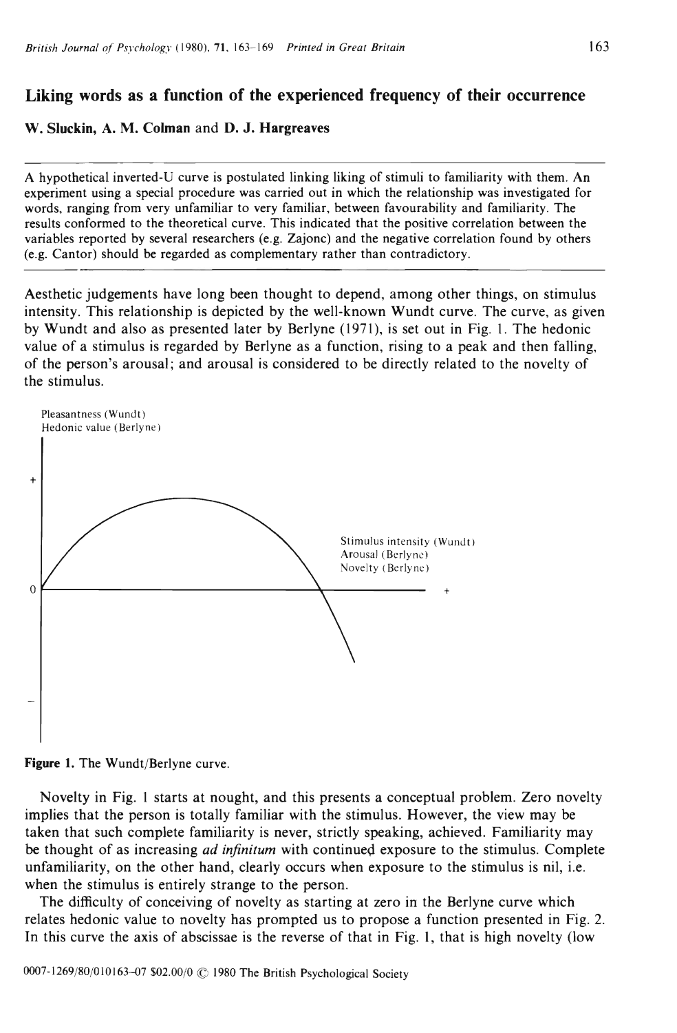# Liking words as a function of the experienced frequency of their occurrence

**W. Sluckin, A. M. Colman** and **D. J. Hargreaves**

A hypothetical inverted-U curve is postulated linking liking of stimuli to familiarity with them. An experiment using a special procedure was carried out in which the relationship was investigated for words, ranging from very unfamiliar to very familiar, between favourability and familiarity. The results conformed to the theoretical curve. This indicated that the positive correlation between the variables reported by several researchers (e.g. Zajonc) and the negative correlation found by others (e.g. Cantor) should be regarded as complementary rather than contradictory.

Aesthetic judgements have long been thought to depend, among other things, on stimulus intensity. This relationship is depicted by the well-known Wundt curve. The curve, as given by Wundt and also as presented later by Berlyne (1971), is set out in Fig. 1. The hedonic value of a stimulus is regarded by Berlyne as a function, rising to a peak and then falling, of the person's arousal; and arousal is considered to be directly related to the novelty of the stimulus.

**Figure 1.** The Wundt/Berlyne curve.

Novelty in Fig. 1 starts at nought, and this presents a conceptual problem. Zero novelty implies that the person is totally familiar with the stimulus. However, the view may be taken that such complete familiarity is never, strictly speaking, achieved. Familiarity may be thought of as increasing *ad infinitum* with continued exposure to the stimulus. Complete unfamiliarity, on the other hand, clearly occurs when exposure to the stimulus is nil, i.e. when the stimulus is entirely strange to the person.

The difficulty of conceiving of novelty as starting at zero in the Berlyne curve which relates hedonic value to novelty has prompted us to propose a function presented in Fig. 2. In this curve the axis of abscissae is the reverse of that in Fig. 1, that is high novelty (low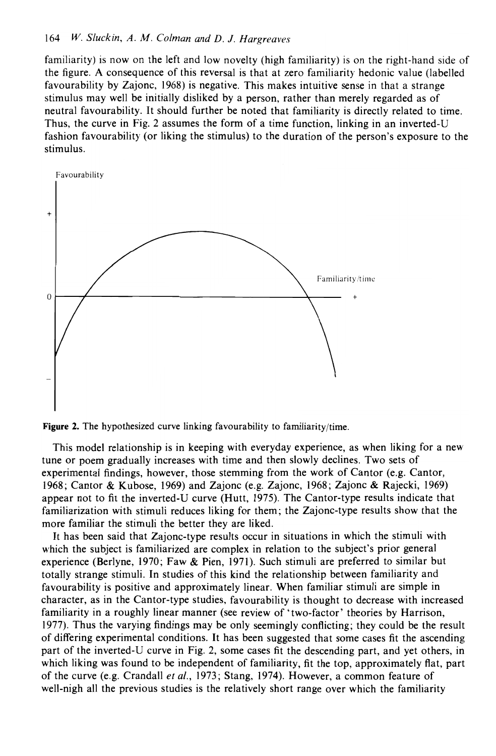familiarity) is now on the left and low novelty (high familiarity) is on the right-hand side of the figure. A consequence of this reversal is that at zero familiarity hedonic value (labelled favourability by Zajonc, 1968) is negative. This makes intuitive sense in that a strange stimulus may well be initially disliked by a person, rather than merely regarded as of neutral favourability. It should further be noted that familiarity is directly related to time. Thus, the curve in Fig. 2 assumes the form of a time function, linking in an inverted-U fashion favourability (or liking the stimulus) to the duration of the person's exposure to the stimulus.

**Figure 2.** The hypothesized curve linking favourability to familiarity/time.

This model relationship is in keeping with everyday experience, as when liking for a new tune or poem gradually increases with time and then slowly declines. Two sets of experimental findings, however, those stemming from the work of Cantor (e.g. Cantor, 1968; Cantor & Kubose, 1969) and Zajonc (e.g. Zajonc, 1968; Zajonc & Rajecki, 1969) appear not to fit the inverted-U curve (Hutt, 1975). The Cantor-type results indicate that familiarization with stimuli reduces liking for them; the Zajonc-type results show that the more familiar the stimuli the better they are liked.

It has been said that Zajonc-type results occur in situations in which the stimuli with which the subject is familiarized are complex in relation to the subject's prior general experience (Berlyne, 1970; Faw & Pien, 1971). Such stimuli are preferred to similar but totally strange stimuli. In studies of this kind the relationship between familiarity and favourability is positive and approximately linear. When familiar stimuli are simple in character, as in the Cantor-type studies, favourability is thought to decrease with increased familiarity in a roughly linear manner (see review of 'two-factor' theories by Harrison, 1977). Thus the varying findings may be only seemingly conflicting; they could be the result of differing experimental conditions. It has been suggested that some cases fit the ascending part of the inverted-U curve in Fig. 2, some cases fit the descending part, and yet others, in which liking was found to be independent of familiarity, fit the top, approximately flat, part of the curve (e.g. Crandall *et al.*, 1973; Stang, 1974). However, a common feature of well-nigh all the previous studies is the relatively short range over which the familiarity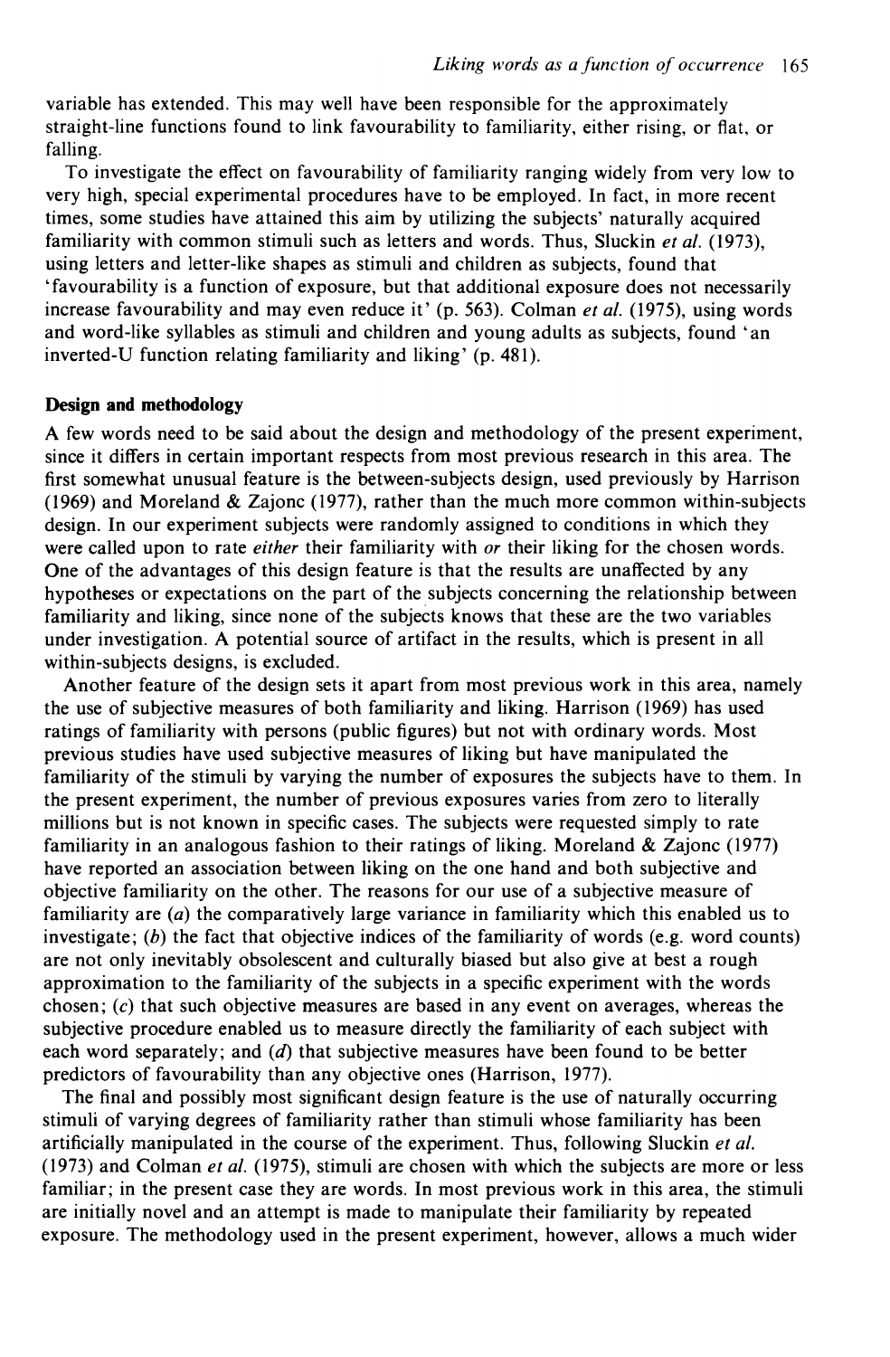variable has extended. This may well have been responsible for the approximately straight-line functions found to link favourability to familiarity, either rising, or flat, or falling.

To investigate the effect on favourability of familiarity ranging widely from very low to very high, special experimental procedures have to be employed. In fact, in more recent times, some studies have attained this aim by utilizing the subjects' naturally acquired familiarity with common stimuli such as letters and words. Thus, Sluckin *et al.* (1973), using letters and letter-like shapes as stimuli and children as subjects, found that 'favourability is a function of exposure, but that additional exposure does not necessarily increase favourability and may even reduce it' (p. 563). Colman *et al.* (1975), using words and word-like syllables as stimuli and children and young adults as subjects, found 'an inverted-U function relating familiarity and liking' (p. 481).

**Design and methodology**

A few words need to be said about the design and methodology of the present experiment, since it differs in certain important respects from most previous research in this area. The first somewhat unusual feature is the between-subjects design, used previously by Harrison (1969) and Moreland & Zajonc (1977), rather than the much more common within-subjects design. In our experiment subjects were randomly assigned to conditions in which they were called upon to rate *either* their familiarity with *or* their liking for the chosen words. One of the advantages of this design feature is that the results are unaffected by any hypotheses or expectations on the part of the subjects concerning the relationship between familiarity and liking, since none of the subjects knows that these are the two variables under investigation. A potential source of artifact in the results, which is present in all within-subjects designs, is excluded.

Another feature of the design sets it apart from most previous work in this area, namely the use of subjective measures of both familiarity and liking. Harrison (1969) has used ratings of familiarity with persons (public figures) but not with ordinary words. Most previous studies have used subjective measures of liking but have manipulated the familiarity of the stimuli by varying the number of exposures the subjects have to them. In the present experiment, the number of previous exposures varies from zero to literally millions but is not known in specific cases. The subjects were requested simply to rate familiarity in an analogous fashion to their ratings of liking. Moreland & Zajonc (1977) have reported an association between liking on the one hand and both subjective and objective familiarity on the other. The reasons for our use of a subjective measure of familiarity are (*a*) the comparatively large variance in familiarity which this enabled us to investigate; (*b*) the fact that objective indices of the familiarity of words (e.g. word counts) are not only inevitably obsolescent and culturally biased but also give at best a rough approximation to the familiarity of the subjects in a specific experiment with the words chosen; (*c*) that such objective measures are based in any event on averages, whereas the subjective procedure enabled us to measure directly the familiarity of each subject with each word separately; and (*d*) that subjective measures have been found to be better predictors of favourability than any objective ones (Harrison, 1977).

The final and possibly most significant design feature is the use of naturally occurring stimuli of varying degrees of familiarity rather than stimuli whose familiarity has been artificially manipulated in the course of the experiment. Thus, following Sluckin *et al.* (1973) and Colman *et al.* (1975), stimuli are chosen with which the subjects are more or less familiar; in the present case they are words. In most previous work in this area, the stimuli are initially novel and an attempt is made to manipulate their familiarity by repeated exposure. The methodology used in the present experiment, however, allows a much wider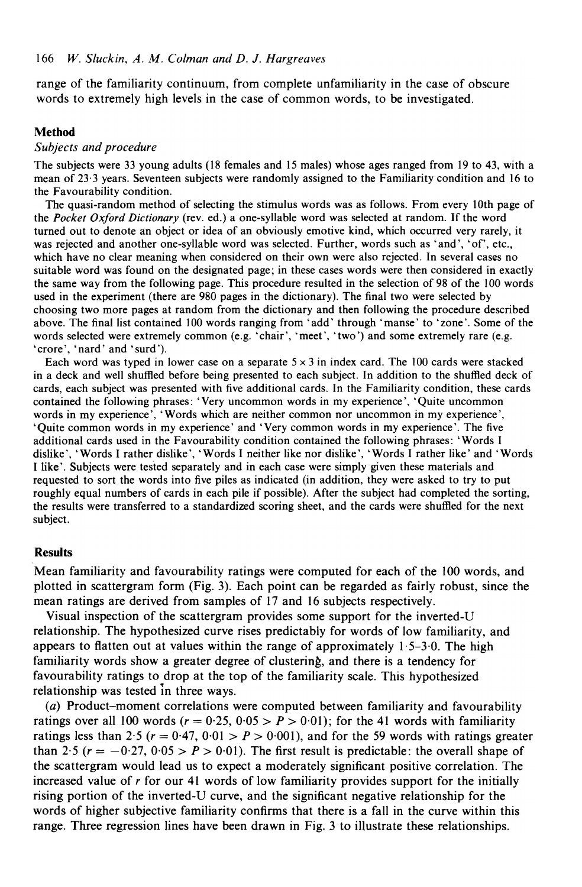range of the familiarity continuum, from complete unfamiliarity in the case of obscure words to extremely high levels in the case of common words, to be investigated.

## Method

### *Subjects and procedure*

The subjects were 33 young adults (18 females and 15 males) whose ages ranged from 19 to 43, with a mean of 23·3 years. Seventeen subjects were randomly assigned to the Familiarity condition and 16 to the Favourability condition.

The quasi-random method of selecting the stimulus words was as follows. From every 10th page of the *Pocket Oxford Dictionary* (rev. ed.) a one-syllable word was selected at random. If the word turned out to denote an object or idea of an obviously emotive kind, which occurred very rarely, it was rejected and another one-syllable word was selected. Further, words such as 'and', 'of', etc., which have no clear meaning when considered on their own were also rejected. In several cases no suitable word was found on the designated page; in these cases words were then considered in exactly the same way from the following page. This procedure resulted in the selection of 98 of the 100 words used in the experiment (there are 980 pages in the dictionary). The final two were selected by choosing two more pages at random from the dictionary and then following the procedure described above. The final list contained 100 words ranging from 'add' through 'manse' to 'zone'. Some of the words selected were extremely common (e.g. 'chair', 'meet', 'two') and some extremely rare (e.g. 'crore', 'nard' and 'surd').

Each word was typed in lower case on a separate 5 × 3 in index card. The 100 cards were stacked in a deck and well shuffled before being presented to each subject. In addition to the shuffled deck of cards, each subject was presented with five additional cards. In the Familiarity condition, these cards contained the following phrases: 'Very uncommon words in my experience', 'Quite uncommon words in my experience', 'Words which are neither common nor uncommon in my experience', 'Quite common words in my experience' and 'Very common words in my experience'. The five additional cards used in the Favourability condition contained the following phrases: 'Words I dislike', 'Words I rather dislike', 'Words I neither like nor dislike', 'Words I rather like' and 'Words I like'. Subjects were tested separately and in each case were simply given these materials and requested to sort the words into five piles as indicated (in addition, they were asked to try to put roughly equal numbers of cards in each pile if possible). After the subject had completed the sorting, the results were transferred to a standardized scoring sheet, and the cards were shuffled for the next subject.

## Results

Mean familiarity and favourability ratings were computed for each of the 100 words, and plotted in scattergram form (Fig. 3). Each point can be regarded as fairly robust, since the mean ratings are derived from samples of 17 and 16 subjects respectively.

Visual inspection of the scattergram provides some support for the inverted-U relationship. The hypothesized curve rises predictably for words of low familiarity, and appears to flatten out at values within the range of approximately 1·5–3·0. The high familiarity words show a greater degree of clustering, and there is a tendency for favourability ratings to drop at the top of the familiarity scale. This hypothesized relationship was tested in three ways.

(*a*) Product–moment correlations were computed between familiarity and favourability ratings over all 100 words ($r = 0{\cdot}25$, $0{\cdot}05 > P > 0{\cdot}01$); for the 41 words with familiarity ratings less than 2·5 ($r = 0{\cdot}47$, $0{\cdot}01 > P > 0{\cdot}001$), and for the 59 words with ratings greater than 2·5 ($r = -0{\cdot}27$, $0{\cdot}05 > P > 0{\cdot}01$). The first result is predictable: the overall shape of the scattergram would lead us to expect a moderately significant positive correlation. The increased value of $r$ for our 41 words of low familiarity provides support for the initially rising portion of the inverted-U curve, and the significant negative relationship for the words of higher subjective familiarity confirms that there is a fall in the curve within this range. Three regression lines have been drawn in Fig. 3 to illustrate these relationships.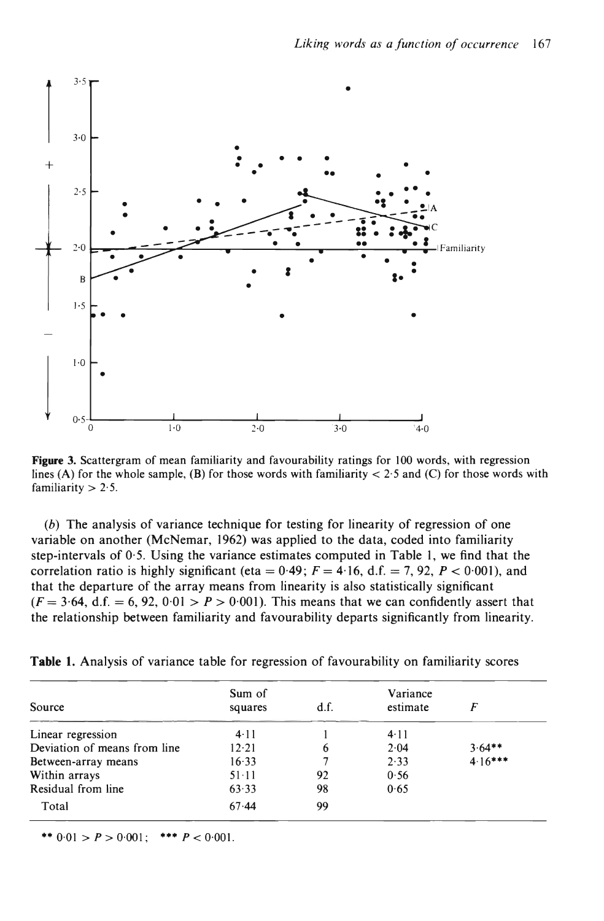**Figure 3.** Scattergram of mean familiarity and favourability ratings for 100 words, with regression lines (A) for the whole sample, (B) for those words with familiarity < 2·5 and (C) for those words with familiarity > 2·5.

(*b*) The analysis of variance technique for testing for linearity of regression of one variable on another (McNemar, 1962) was applied to the data, coded into familiarity step-intervals of 0·5. Using the variance estimates computed in Table 1, we find that the correlation ratio is highly significant (eta = 0·49; $F = 4{\cdot}16$, d.f. = 7, 92, $P < 0{\cdot}001$), and that the departure of the array means from linearity is also statistically significant ($F = 3{\cdot}64$, d.f. = 6, 92, $0{\cdot}01 > P > 0{\cdot}001$). This means that we can confidently assert that the relationship between familiarity and favourability departs significantly from linearity.

**Table 1.** Analysis of variance table for regression of favourability on familiarity scores

| Source | Sum of squares | d.f. | Variance estimate | $F$ |
|---|---|---|---|---|
| Linear regression | 4·11 | 1 | 4·11 | |
| Deviation of means from line | 12·21 | 6 | 2·04 | 3·64** |
| Between-array means | 16·33 | 7 | 2·33 | 4·16*** |
| Within arrays | 51·11 | 92 | 0·56 | |
| Residual from line | 63·33 | 98 | 0·65 | |
| Total | 67·44 | 99 | | |

** $0{\cdot}01 > P > 0{\cdot}001$; *** $P < 0{\cdot}001$.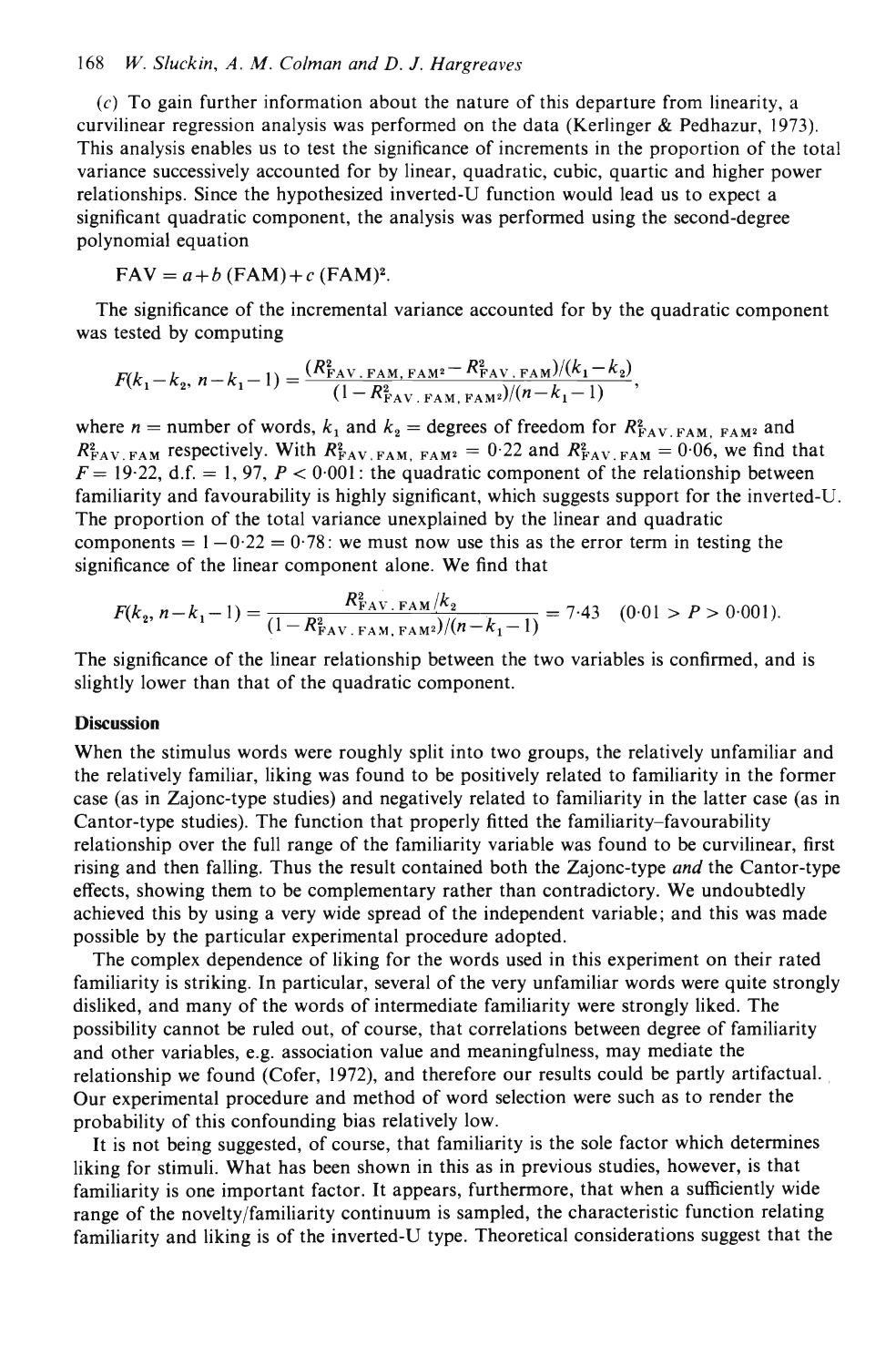(*c*) To gain further information about the nature of this departure from linearity, a curvilinear regression analysis was performed on the data (Kerlinger & Pedhazur, 1973). This analysis enables us to test the significance of increments in the proportion of the total variance successively accounted for by linear, quadratic, cubic, quartic and higher power relationships. Since the hypothesized inverted-U function would lead us to expect a significant quadratic component, the analysis was performed using the second-degree polynomial equation

$$\text{FAV} = a + b\,(\text{FAM}) + c\,(\text{FAM})^2.$$

The significance of the incremental variance accounted for by the quadratic component was tested by computing

$$F(k_1 - k_2,\, n - k_1 - 1) = \frac{(R^2_{\text{FAV.FAM, FAM}^2} - R^2_{\text{FAV.FAM}})/(k_1 - k_2)}{(1 - R^2_{\text{FAV.FAM, FAM}^2})/(n - k_1 - 1)},$$

where $n$ = number of words, $k_1$ and $k_2$ = degrees of freedom for $R^2_{\text{FAV.FAM, FAM}^2}$ and $R^2_{\text{FAV.FAM}}$ respectively. With $R^2_{\text{FAV.FAM, FAM}^2} = 0{\cdot}22$ and $R^2_{\text{FAV.FAM}} = 0{\cdot}06$, we find that $F = 19{\cdot}22$, d.f. = 1, 97, $P < 0{\cdot}001$: the quadratic component of the relationship between familiarity and favourability is highly significant, which suggests support for the inverted-U. The proportion of the total variance unexplained by the linear and quadratic components $= 1 - 0{\cdot}22 = 0{\cdot}78$: we must now use this as the error term in testing the significance of the linear component alone. We find that

$$F(k_2,\, n - k_1 - 1) = \frac{R^2_{\text{FAV.FAM}}/k_2}{(1 - R^2_{\text{FAV.FAM, FAM}^2})/(n - k_1 - 1)} = 7{\cdot}43 \quad (0{\cdot}01 > P > 0{\cdot}001).$$

The significance of the linear relationship between the two variables is confirmed, and is slightly lower than that of the quadratic component.

## Discussion

When the stimulus words were roughly split into two groups, the relatively unfamiliar and the relatively familiar, liking was found to be positively related to familiarity in the former case (as in Zajonc-type studies) and negatively related to familiarity in the latter case (as in Cantor-type studies). The function that properly fitted the familiarity–favourability relationship over the full range of the familiarity variable was found to be curvilinear, first rising and then falling. Thus the result contained both the Zajonc-type *and* the Cantor-type effects, showing them to be complementary rather than contradictory. We undoubtedly achieved this by using a very wide spread of the independent variable; and this was made possible by the particular experimental procedure adopted.

The complex dependence of liking for the words used in this experiment on their rated familiarity is striking. In particular, several of the very unfamiliar words were quite strongly disliked, and many of the words of intermediate familiarity were strongly liked. The possibility cannot be ruled out, of course, that correlations between degree of familiarity and other variables, e.g. association value and meaningfulness, may mediate the relationship we found (Cofer, 1972), and therefore our results could be partly artifactual. Our experimental procedure and method of word selection were such as to render the probability of this confounding bias relatively low.

It is not being suggested, of course, that familiarity is the sole factor which determines liking for stimuli. What has been shown in this as in previous studies, however, is that familiarity is one important factor. It appears, furthermore, that when a sufficiently wide range of the novelty/familiarity continuum is sampled, the characteristic function relating familiarity and liking is of the inverted-U type. Theoretical considerations suggest that the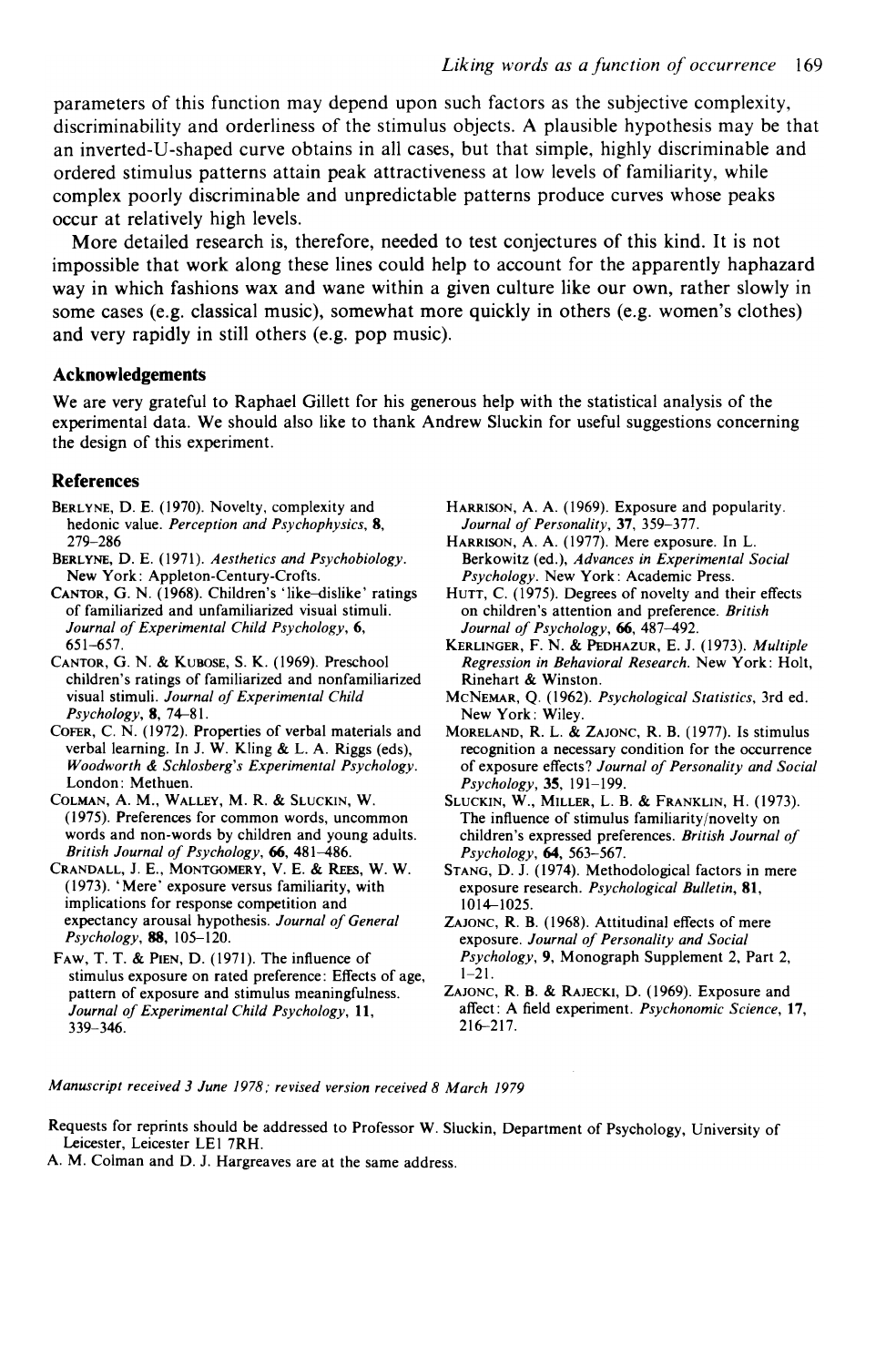parameters of this function may depend upon such factors as the subjective complexity, discriminability and orderliness of the stimulus objects. A plausible hypothesis may be that an inverted-U-shaped curve obtains in all cases, but that simple, highly discriminable and ordered stimulus patterns attain peak attractiveness at low levels of familiarity, while complex poorly discriminable and unpredictable patterns produce curves whose peaks occur at relatively high levels.

More detailed research is, therefore, needed to test conjectures of this kind. It is not impossible that work along these lines could help to account for the apparently haphazard way in which fashions wax and wane within a given culture like our own, rather slowly in some cases (e.g. classical music), somewhat more quickly in others (e.g. women's clothes) and very rapidly in still others (e.g. pop music).

### Acknowledgements

We are very grateful to Raphael Gillett for his generous help with the statistical analysis of the experimental data. We should also like to thank Andrew Sluckin for useful suggestions concerning the design of this experiment.

### References

BERLYNE, D. E. (1970). Novelty, complexity and hedonic value. *Perception and Psychophysics*, **8**, 279–286

BERLYNE, D. E. (1971). *Aesthetics and Psychobiology*. New York: Appleton-Century-Crofts.

CANTOR, G. N. (1968). Children's 'like–dislike' ratings of familiarized and unfamiliarized visual stimuli. *Journal of Experimental Child Psychology*, **6**, 651–657.

CANTOR, G. N. & KUBOSE, S. K. (1969). Preschool children's ratings of familiarized and nonfamiliarized visual stimuli. *Journal of Experimental Child Psychology*, **8**, 74–81.

COFER, C. N. (1972). Properties of verbal materials and verbal learning. In J. W. Kling & L. A. Riggs (eds), *Woodworth & Schlosberg's Experimental Psychology*. London: Methuen.

COLMAN, A. M., WALLEY, M. R. & SLUCKIN, W. (1975). Preferences for common words, uncommon words and non-words by children and young adults. *British Journal of Psychology*, **66**, 481–486.

CRANDALL, J. E., MONTGOMERY, V. E. & REES, W. W. (1973). 'Mere' exposure versus familiarity, with implications for response competition and expectancy arousal hypothesis. *Journal of General Psychology*, **88**, 105–120.

FAW, T. T. & PIEN, D. (1971). The influence of stimulus exposure on rated preference: Effects of age, pattern of exposure and stimulus meaningfulness. *Journal of Experimental Child Psychology*, **11**, 339–346.

HARRISON, A. A. (1969). Exposure and popularity. *Journal of Personality*, **37**, 359–377.

HARRISON, A. A. (1977). Mere exposure. In L. Berkowitz (ed.), *Advances in Experimental Social Psychology*. New York: Academic Press.

HUTT, C. (1975). Degrees of novelty and their effects on children's attention and preference. *British Journal of Psychology*, **66**, 487–492.

KERLINGER, F. N. & PEDHAZUR, E. J. (1973). *Multiple Regression in Behavioral Research*. New York: Holt, Rinehart & Winston.

MCNEMAR, Q. (1962). *Psychological Statistics*, 3rd ed. New York: Wiley.

MORELAND, R. L. & ZAJONC, R. B. (1977). Is stimulus recognition a necessary condition for the occurrence of exposure effects? *Journal of Personality and Social Psychology*, **35**, 191–199.

SLUCKIN, W., MILLER, L. B. & FRANKLIN, H. (1973). The influence of stimulus familiarity/novelty on children's expressed preferences. *British Journal of Psychology*, **64**, 563–567.

STANG, D. J. (1974). Methodological factors in mere exposure research. *Psychological Bulletin*, **81**, 1014–1025.

ZAJONC, R. B. (1968). Attitudinal effects of mere exposure. *Journal of Personality and Social Psychology*, **9**, Monograph Supplement 2, Part 2, 1–21.

ZAJONC, R. B. & RAJECKI, D. (1969). Exposure and affect: A field experiment. *Psychonomic Science*, **17**, 216–217.

*Manuscript received 3 June 1978; revised version received 8 March 1979*

Requests for reprints should be addressed to Professor W. Sluckin, Department of Psychology, University of Leicester, Leicester LE1 7RH.

A. M. Colman and D. J. Hargreaves are at the same address.